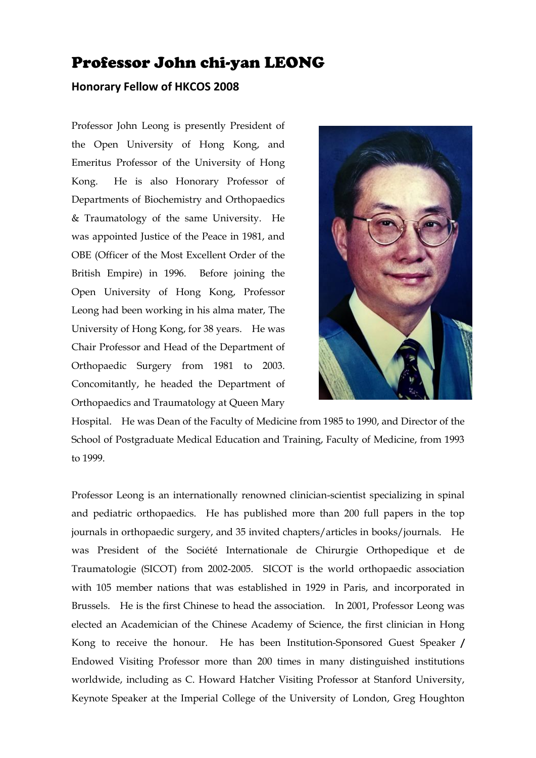# Professor John chi-yan LEONG

## Honorary Fellow of HKCOS 2008

Professor John Leong is presently President of the Open University of Hong Kong, and Emeritus Professor of the University of Hong Kong. He is also Honorary Professor of Departments of Biochemistry and Orthopaedics & Traumatology of the same University. He was appointed Justice of the Peace in 1981, and OBE (Officer of the Most Excellent Order of the British Empire) in 1996. Before joining the Open University of Hong Kong, Professor Leong had been working in his alma mater, The University of Hong Kong, for 38 years. He was Chair Professor and Head of the Department of Orthopaedic Surgery from 1981 to 2003. Concomitantly, he headed the Department of Orthopaedics and Traumatology at Queen Mary Hospital. He was Dean of the Faculty of Medicine from 1985 to 1990, and Director of the School of Postgraduate Medical Education and Training, Faculty of Medicine, from 1993 to 1999.

Professor Leong is an internationally renowned clinician-scientist specializing in spinal and pediatric orthopaedics. He has published more than 200 full papers in the top journals in orthopaedic surgery, and 35 invited chapters/articles in books/journals. He was President of the Société Internationale de Chirurgie Orthopedique et de Traumatologie (SICOT) from 2002-2005. SICOT is the world orthopaedic association with 105 member nations that was established in 1929 in Paris, and incorporated in Brussels. He is the first Chinese to head the association. In 2001, Professor Leong was elected an Academician of the Chinese Academy of Science, the first clinician in Hong Kong to receive the honour. He has been Institution-Sponsored Guest Speaker / Endowed Visiting Professor more than 200 times in many distinguished institutions worldwide, including as C. Howard Hatcher Visiting Professor at Stanford University, Keynote Speaker at the Imperial College of the University of London, Greg Houghton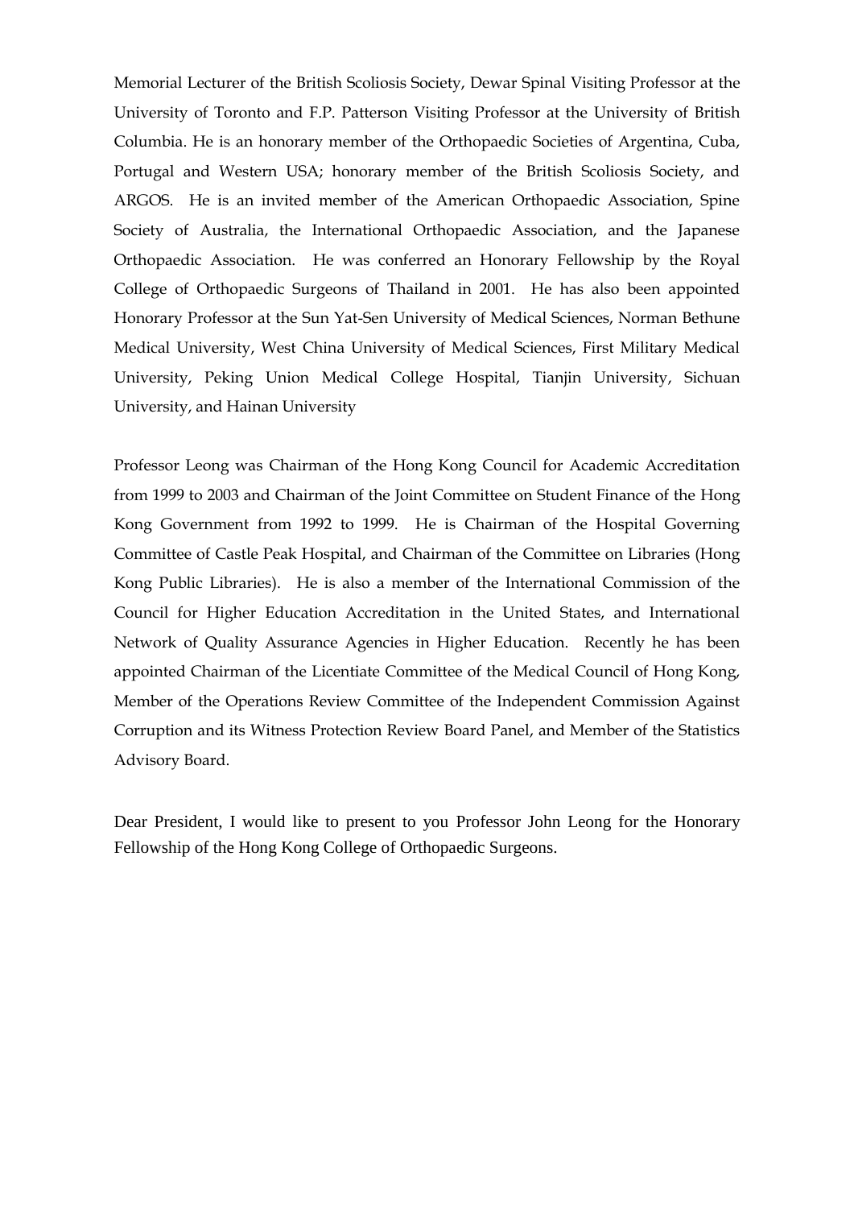Memorial Lecturer of the British Scoliosis Society, Dewar Spinal Visiting Professor at the University of Toronto and F.P. Patterson Visiting Professor at the University of British Columbia. He is an honorary member of the Orthopaedic Societies of Argentina, Cuba, Portugal and Western USA; honorary member of the British Scoliosis Society, and ARGOS. He is an invited member of the American Orthopaedic Association, Spine Society of Australia, the International Orthopaedic Association, and the Japanese Orthopaedic Association. He was conferred an Honorary Fellowship by the Royal College of Orthopaedic Surgeons of Thailand in 2001. He has also been appointed Honorary Professor at the Sun Yat-Sen University of Medical Sciences, Norman Bethune Medical University, West China University of Medical Sciences, First Military Medical University, Peking Union Medical College Hospital, Tianjin University, Sichuan University, and Hainan University

Professor Leong was Chairman of the Hong Kong Council for Academic Accreditation from 1999 to 2003 and Chairman of the Joint Committee on Student Finance of the Hong Kong Government from 1992 to 1999. He is Chairman of the Hospital Governing Committee of Castle Peak Hospital, and Chairman of the Committee on Libraries (Hong Kong Public Libraries). He is also a member of the International Commission of the Council for Higher Education Accreditation in the United States, and International Network of Quality Assurance Agencies in Higher Education. Recently he has been appointed Chairman of the Licentiate Committee of the Medical Council of Hong Kong, Member of the Operations Review Committee of the Independent Commission Against Corruption and its Witness Protection Review Board Panel, and Member of the Statistics Advisory Board.

Dear President, I would like to present to you Professor John Leong for the Honorary Fellowship of the Hong Kong College of Orthopaedic Surgeons.